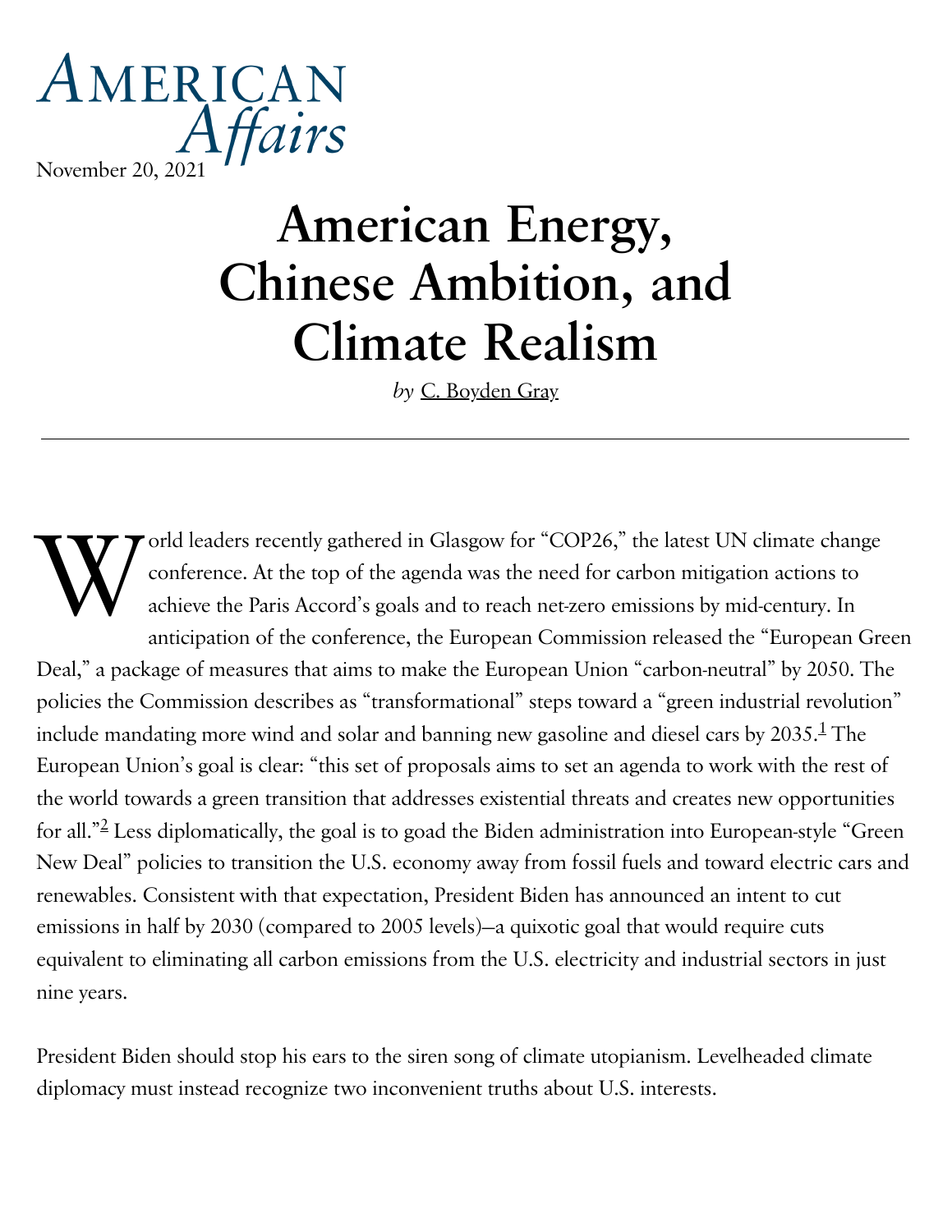American Affairs

November 20, 2021

# American Energy, Chinese Ambition, and Climate Realism

*by* C. Boyden Gray

World leaders recently gathered in Glasgow for "COP26," the latest UN climate change conference. At the top of the agenda was the need for carbon mitigation actions to achieve the Paris Accord's goals and to reach net-zero emissions by mid-century. In anticipation of the conference, the European Commission released the "European Green Deal," a package of measures that aims to make the European Union "carbon-neutral" by 2050. The policies the Commission describes as "transformational" steps toward a "green industrial revolution" include mandating more wind and solar and banning new gasoline and diesel cars by 2035.[1] The European Union's goal is clear: "this set of proposals aims to set an agenda to work with the rest of the world towards a green transition that addresses existential threats and creates new opportunities for all."[2] Less diplomatically, the goal is to goad the Biden administration into European-style "Green New Deal" policies to transition the U.S. economy away from fossil fuels and toward electric cars and renewables. Consistent with that expectation, President Biden has announced an intent to cut emissions in half by 2030 (compared to 2005 levels)—a quixotic goal that would require cuts equivalent to eliminating all carbon emissions from the U.S. electricity and industrial sectors in just nine years.

President Biden should stop his ears to the siren song of climate utopianism. Levelheaded climate diplomacy must instead recognize two inconvenient truths about U.S. interests.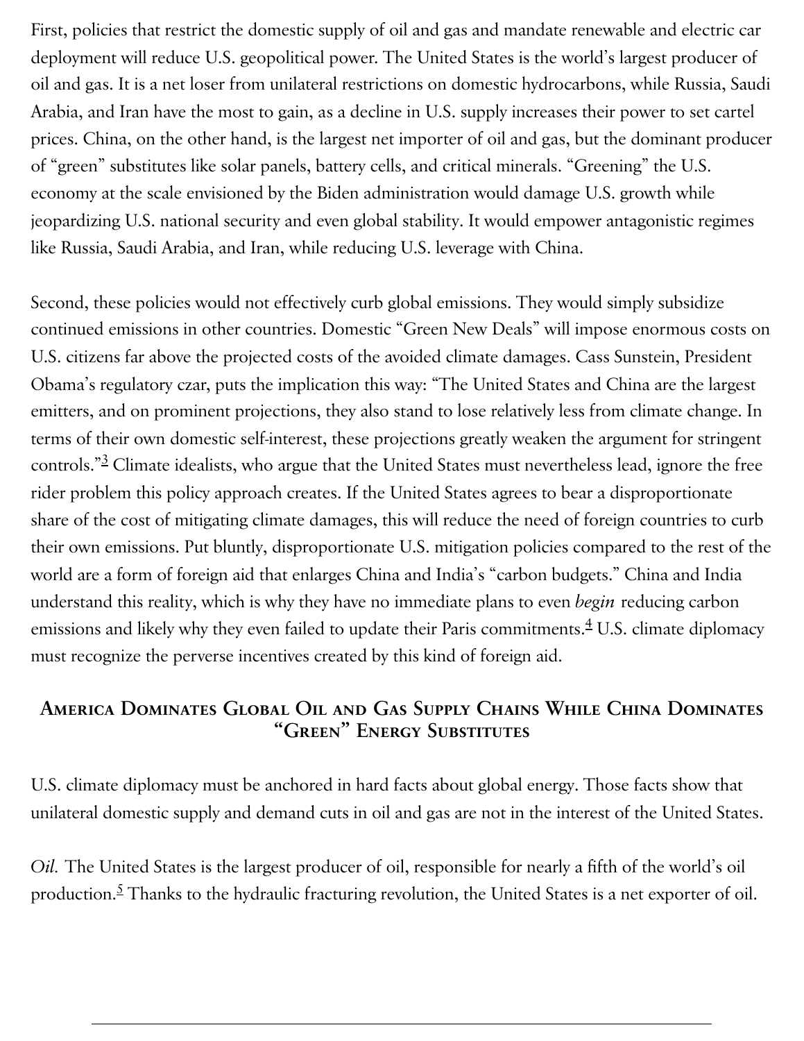First, policies that restrict the domestic supply of oil and gas and mandate renewable and electric car deployment will reduce U.S. geopolitical power. The United States is the world's largest producer of oil and gas. It is a net loser from unilateral restrictions on domestic hydrocarbons, while Russia, Saudi Arabia, and Iran have the most to gain, as a decline in U.S. supply increases their power to set cartel prices. China, on the other hand, is the largest net importer of oil and gas, but the dominant producer of "green" substitutes like solar panels, battery cells, and critical minerals. "Greening" the U.S. economy at the scale envisioned by the Biden administration would damage U.S. growth while jeopardizing U.S. national security and even global stability. It would empower antagonistic regimes like Russia, Saudi Arabia, and Iran, while reducing U.S. leverage with China.

Second, these policies would not effectively curb global emissions. They would simply subsidize continued emissions in other countries. Domestic "Green New Deals" will impose enormous costs on U.S. citizens far above the projected costs of the avoided climate damages. Cass Sunstein, President Obama's regulatory czar, puts the implication this way: "The United States and China are the largest emitters, and on prominent projections, they also stand to lose relatively less from climate change. In terms of their own domestic self-interest, these projections greatly weaken the argument for stringent controls."[3] Climate idealists, who argue that the United States must nevertheless lead, ignore the free rider problem this policy approach creates. If the United States agrees to bear a disproportionate share of the cost of mitigating climate damages, this will reduce the need of foreign countries to curb their own emissions. Put bluntly, disproportionate U.S. mitigation policies compared to the rest of the world are a form of foreign aid that enlarges China and India's "carbon budgets." China and India understand this reality, which is why they have no immediate plans to even *begin* reducing carbon emissions and likely why they even failed to update their Paris commitments.[4] U.S. climate diplomacy must recognize the perverse incentives created by this kind of foreign aid.

## America Dominates Global Oil and Gas Supply Chains While China Dominates "Green" Energy Substitutes

U.S. climate diplomacy must be anchored in hard facts about global energy. Those facts show that unilateral domestic supply and demand cuts in oil and gas are not in the interest of the United States.

*Oil.* The United States is the largest producer of oil, responsible for nearly a fifth of the world's oil production.[5] Thanks to the hydraulic fracturing revolution, the United States is a net exporter of oil.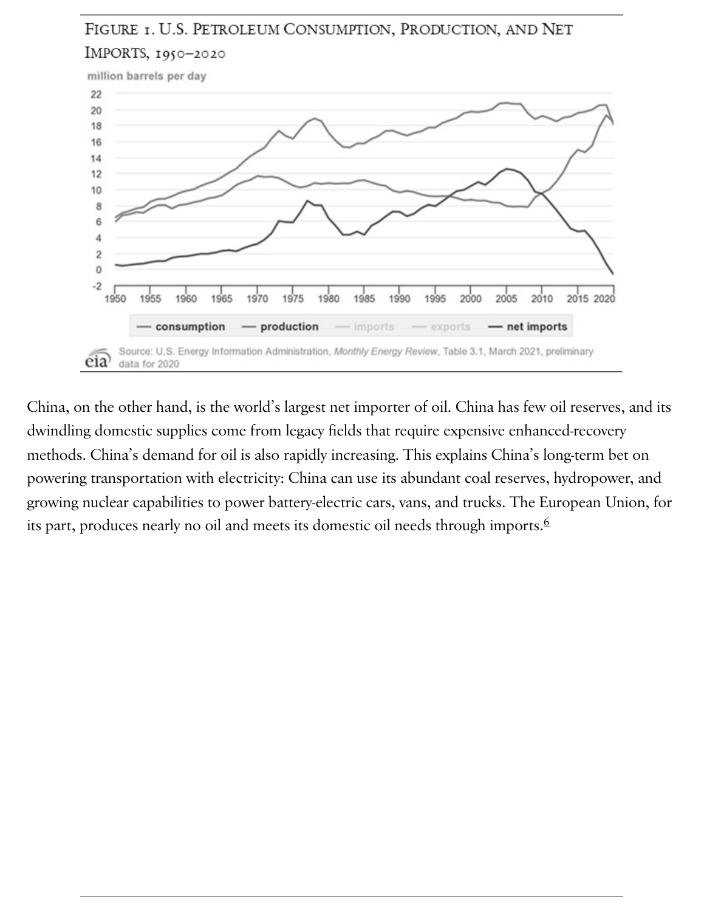FIGURE 1. U.S. PETROLEUM CONSUMPTION, PRODUCTION, AND NET IMPORTS, 1950–2020

China, on the other hand, is the world's largest net importer of oil. China has few oil reserves, and its dwindling domestic supplies come from legacy fields that require expensive enhanced-recovery methods. China's demand for oil is also rapidly increasing. This explains China's long-term bet on powering transportation with electricity: China can use its abundant coal reserves, hydropower, and growing nuclear capabilities to power battery-electric cars, vans, and trucks. The European Union, for its part, produces nearly no oil and meets its domestic oil needs through imports.[6]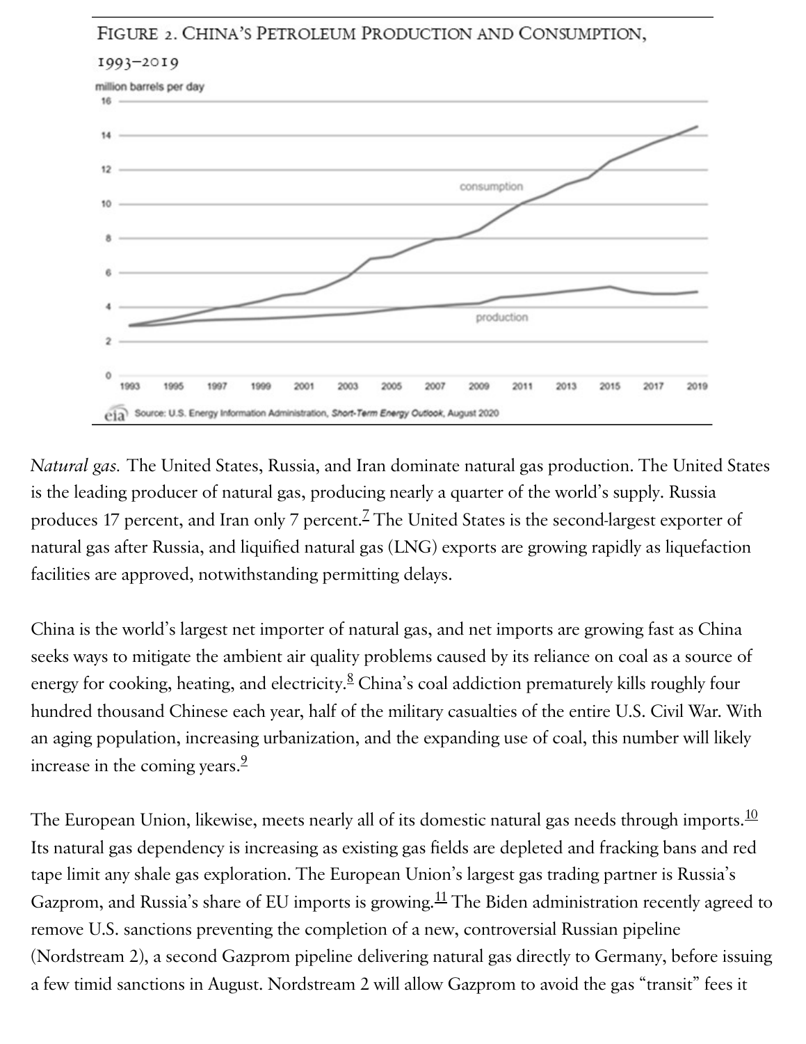FIGURE 2. CHINA'S PETROLEUM PRODUCTION AND CONSUMPTION, 1993–2019

*Natural gas.* The United States, Russia, and Iran dominate natural gas production. The United States is the leading producer of natural gas, producing nearly a quarter of the world's supply. Russia produces 17 percent, and Iran only 7 percent.[7] The United States is the second-largest exporter of natural gas after Russia, and liquified natural gas (LNG) exports are growing rapidly as liquefaction facilities are approved, notwithstanding permitting delays.

China is the world's largest net importer of natural gas, and net imports are growing fast as China seeks ways to mitigate the ambient air quality problems caused by its reliance on coal as a source of energy for cooking, heating, and electricity.[8] China's coal addiction prematurely kills roughly four hundred thousand Chinese each year, half of the military casualties of the entire U.S. Civil War. With an aging population, increasing urbanization, and the expanding use of coal, this number will likely increase in the coming years.[9]

The European Union, likewise, meets nearly all of its domestic natural gas needs through imports.[10] Its natural gas dependency is increasing as existing gas fields are depleted and fracking bans and red tape limit any shale gas exploration. The European Union's largest gas trading partner is Russia's Gazprom, and Russia's share of EU imports is growing.[11] The Biden administration recently agreed to remove U.S. sanctions preventing the completion of a new, controversial Russian pipeline (Nordstream 2), a second Gazprom pipeline delivering natural gas directly to Germany, before issuing a few timid sanctions in August. Nordstream 2 will allow Gazprom to avoid the gas "transit" fees it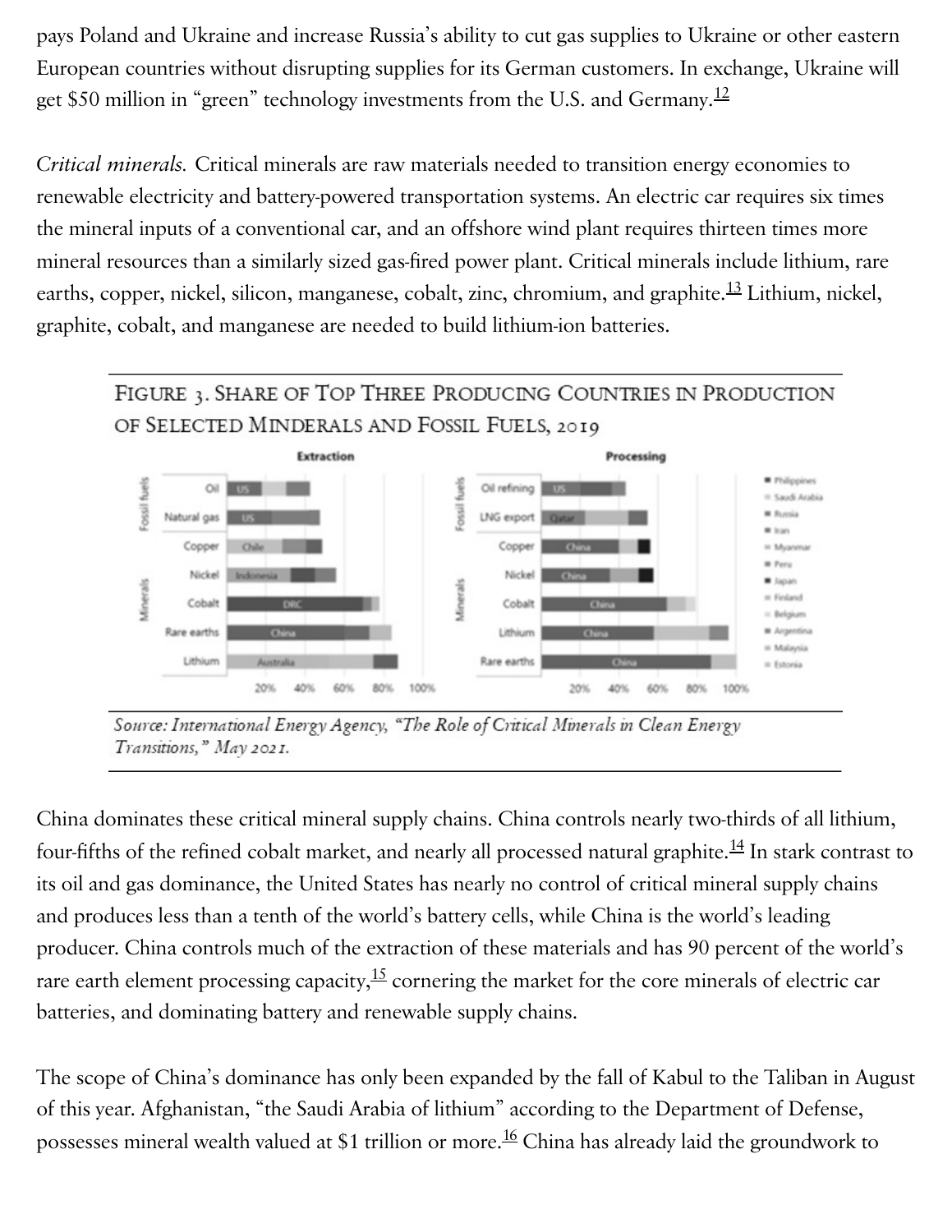pays Poland and Ukraine and increase Russia's ability to cut gas supplies to Ukraine or other eastern European countries without disrupting supplies for its German customers. In exchange, Ukraine will get $50 million in "green" technology investments from the U.S. and Germany.[12]

*Critical minerals.* Critical minerals are raw materials needed to transition energy economies to renewable electricity and battery-powered transportation systems. An electric car requires six times the mineral inputs of a conventional car, and an offshore wind plant requires thirteen times more mineral resources than a similarly sized gas-fired power plant. Critical minerals include lithium, rare earths, copper, nickel, silicon, manganese, cobalt, zinc, chromium, and graphite.[13] Lithium, nickel, graphite, cobalt, and manganese are needed to build lithium-ion batteries.

FIGURE 3. SHARE OF TOP THREE PRODUCING COUNTRIES IN PRODUCTION OF SELECTED MINDERALS AND FOSSIL FUELS, 2019

*Source: International Energy Agency, "The Role of Critical Minerals in Clean Energy Transitions," May 2021.*

China dominates these critical mineral supply chains. China controls nearly two-thirds of all lithium, four-fifths of the refined cobalt market, and nearly all processed natural graphite.[14] In stark contrast to its oil and gas dominance, the United States has nearly no control of critical mineral supply chains and produces less than a tenth of the world's battery cells, while China is the world's leading producer. China controls much of the extraction of these materials and has 90 percent of the world's rare earth element processing capacity,[15] cornering the market for the core minerals of electric car batteries, and dominating battery and renewable supply chains.

The scope of China's dominance has only been expanded by the fall of Kabul to the Taliban in August of this year. Afghanistan, "the Saudi Arabia of lithium" according to the Department of Defense, possesses mineral wealth valued at $1 trillion or more.[16] China has already laid the groundwork to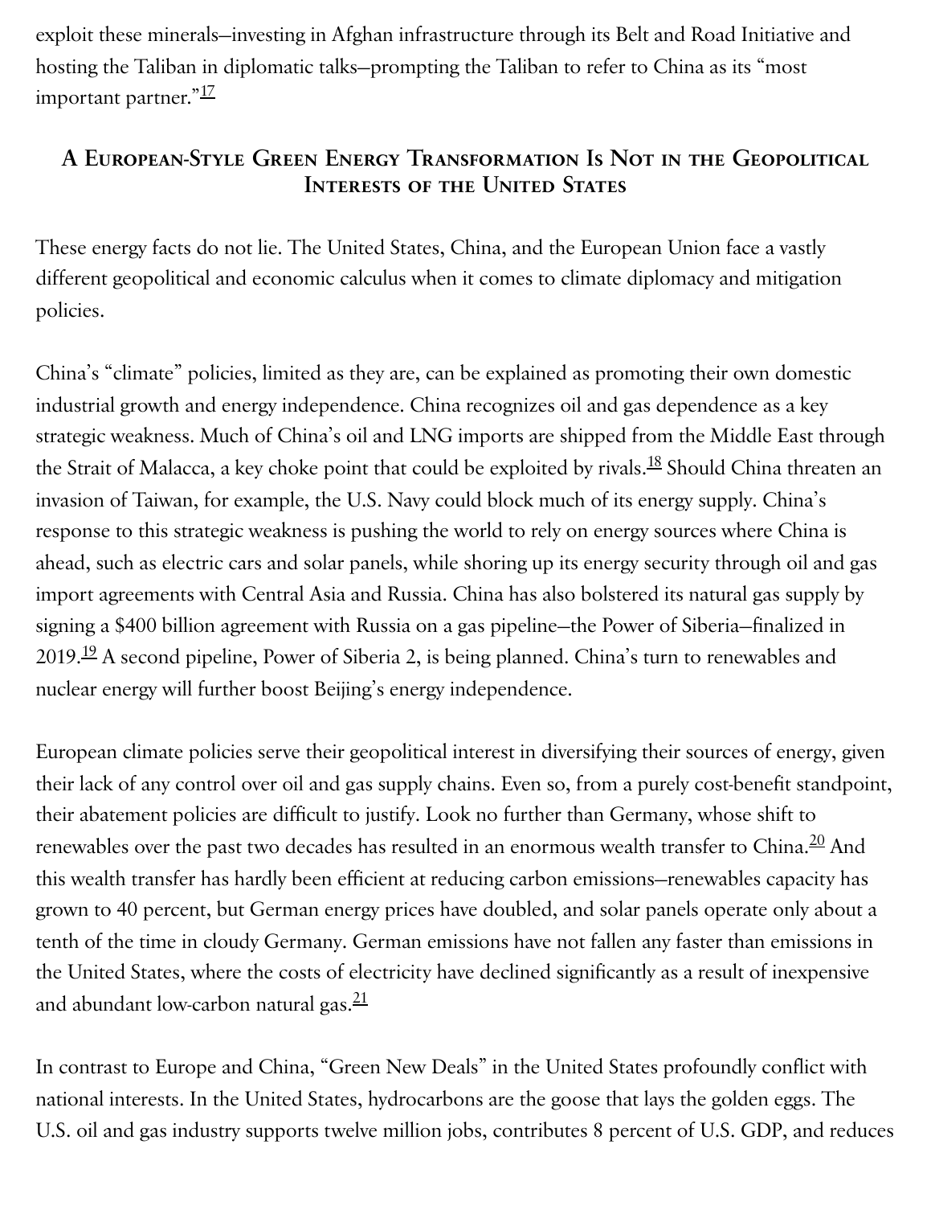exploit these minerals—investing in Afghan infrastructure through its Belt and Road Initiative and hosting the Taliban in diplomatic talks—prompting the Taliban to refer to China as its "most important partner."[17]

## A European-Style Green Energy Transformation Is Not in the Geopolitical Interests of the United States

These energy facts do not lie. The United States, China, and the European Union face a vastly different geopolitical and economic calculus when it comes to climate diplomacy and mitigation policies.

China's "climate" policies, limited as they are, can be explained as promoting their own domestic industrial growth and energy independence. China recognizes oil and gas dependence as a key strategic weakness. Much of China's oil and LNG imports are shipped from the Middle East through the Strait of Malacca, a key choke point that could be exploited by rivals.[18] Should China threaten an invasion of Taiwan, for example, the U.S. Navy could block much of its energy supply. China's response to this strategic weakness is pushing the world to rely on energy sources where China is ahead, such as electric cars and solar panels, while shoring up its energy security through oil and gas import agreements with Central Asia and Russia. China has also bolstered its natural gas supply by signing a $400 billion agreement with Russia on a gas pipeline—the Power of Siberia—finalized in 2019.[19] A second pipeline, Power of Siberia 2, is being planned. China's turn to renewables and nuclear energy will further boost Beijing's energy independence.

European climate policies serve their geopolitical interest in diversifying their sources of energy, given their lack of any control over oil and gas supply chains. Even so, from a purely cost-benefit standpoint, their abatement policies are difficult to justify. Look no further than Germany, whose shift to renewables over the past two decades has resulted in an enormous wealth transfer to China.[20] And this wealth transfer has hardly been efficient at reducing carbon emissions—renewables capacity has grown to 40 percent, but German energy prices have doubled, and solar panels operate only about a tenth of the time in cloudy Germany. German emissions have not fallen any faster than emissions in the United States, where the costs of electricity have declined significantly as a result of inexpensive and abundant low-carbon natural gas.[21]

In contrast to Europe and China, "Green New Deals" in the United States profoundly conflict with national interests. In the United States, hydrocarbons are the goose that lays the golden eggs. The U.S. oil and gas industry supports twelve million jobs, contributes 8 percent of U.S. GDP, and reduces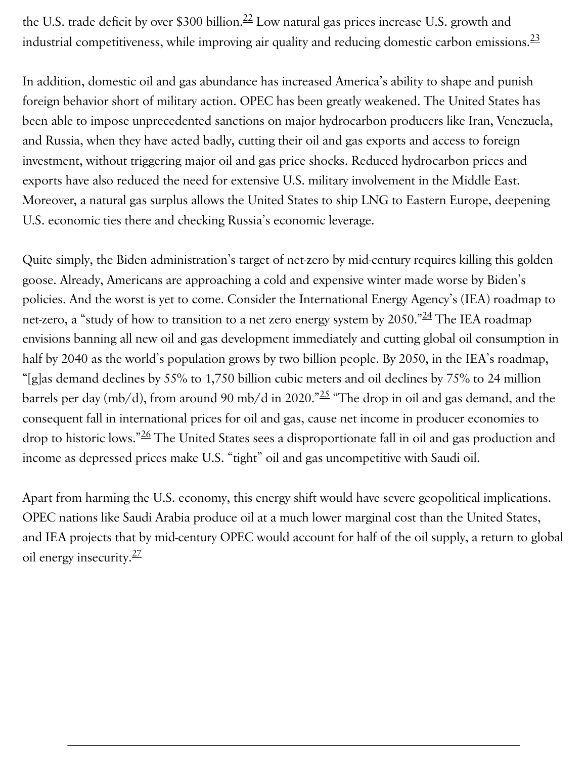the U.S. trade deficit by over $300 billion.[22] Low natural gas prices increase U.S. growth and industrial competitiveness, while improving air quality and reducing domestic carbon emissions.[23]

In addition, domestic oil and gas abundance has increased America's ability to shape and punish foreign behavior short of military action. OPEC has been greatly weakened. The United States has been able to impose unprecedented sanctions on major hydrocarbon producers like Iran, Venezuela, and Russia, when they have acted badly, cutting their oil and gas exports and access to foreign investment, without triggering major oil and gas price shocks. Reduced hydrocarbon prices and exports have also reduced the need for extensive U.S. military involvement in the Middle East. Moreover, a natural gas surplus allows the United States to ship LNG to Eastern Europe, deepening U.S. economic ties there and checking Russia's economic leverage.

Quite simply, the Biden administration's target of net-zero by mid-century requires killing this golden goose. Already, Americans are approaching a cold and expensive winter made worse by Biden's policies. And the worst is yet to come. Consider the International Energy Agency's (IEA) roadmap to net-zero, a "study of how to transition to a net zero energy system by 2050."[24] The IEA roadmap envisions banning all new oil and gas development immediately and cutting global oil consumption in half by 2040 as the world's population grows by two billion people. By 2050, in the IEA's roadmap, "[g]as demand declines by 55% to 1,750 billion cubic meters and oil declines by 75% to 24 million barrels per day (mb/d), from around 90 mb/d in 2020."[25] "The drop in oil and gas demand, and the consequent fall in international prices for oil and gas, cause net income in producer economies to drop to historic lows."[26] The United States sees a disproportionate fall in oil and gas production and income as depressed prices make U.S. "tight" oil and gas uncompetitive with Saudi oil.

Apart from harming the U.S. economy, this energy shift would have severe geopolitical implications. OPEC nations like Saudi Arabia produce oil at a much lower marginal cost than the United States, and IEA projects that by mid-century OPEC would account for half of the oil supply, a return to global oil energy insecurity.[27]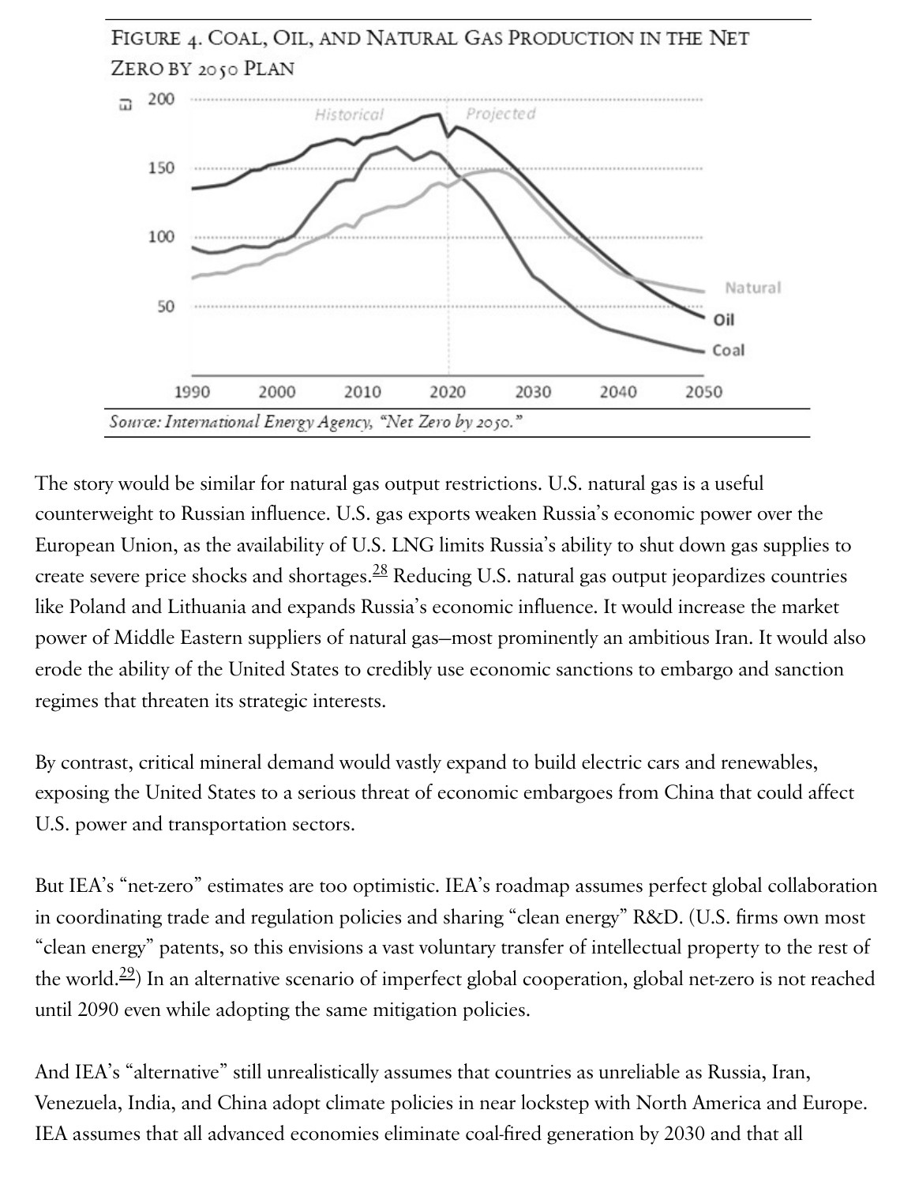FIGURE 4. COAL, OIL, AND NATURAL GAS PRODUCTION IN THE NET ZERO BY 2050 PLAN

*Source: International Energy Agency, "Net Zero by 2050."*

The story would be similar for natural gas output restrictions. U.S. natural gas is a useful counterweight to Russian influence. U.S. gas exports weaken Russia's economic power over the European Union, as the availability of U.S. LNG limits Russia's ability to shut down gas supplies to create severe price shocks and shortages.[28] Reducing U.S. natural gas output jeopardizes countries like Poland and Lithuania and expands Russia's economic influence. It would increase the market power of Middle Eastern suppliers of natural gas—most prominently an ambitious Iran. It would also erode the ability of the United States to credibly use economic sanctions to embargo and sanction regimes that threaten its strategic interests.

By contrast, critical mineral demand would vastly expand to build electric cars and renewables, exposing the United States to a serious threat of economic embargoes from China that could affect U.S. power and transportation sectors.

But IEA's "net-zero" estimates are too optimistic. IEA's roadmap assumes perfect global collaboration in coordinating trade and regulation policies and sharing "clean energy" R&D. (U.S. firms own most "clean energy" patents, so this envisions a vast voluntary transfer of intellectual property to the rest of the world.[29]) In an alternative scenario of imperfect global cooperation, global net-zero is not reached until 2090 even while adopting the same mitigation policies.

And IEA's "alternative" still unrealistically assumes that countries as unreliable as Russia, Iran, Venezuela, India, and China adopt climate policies in near lockstep with North America and Europe. IEA assumes that all advanced economies eliminate coal-fired generation by 2030 and that all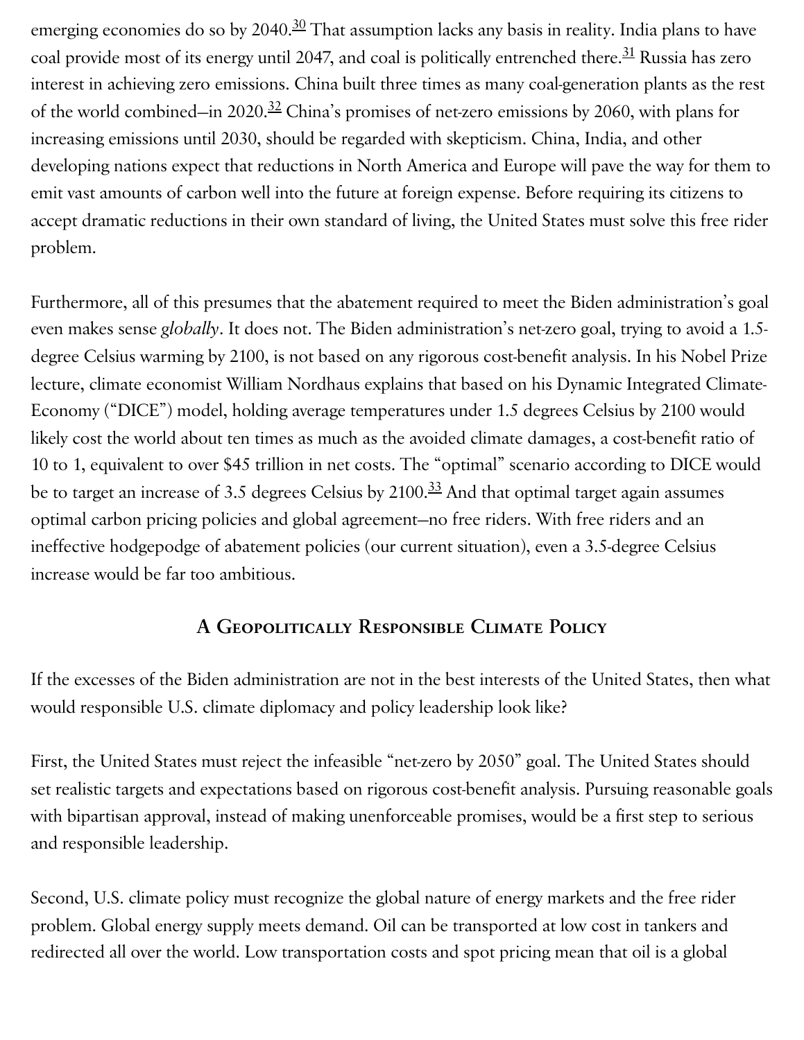emerging economies do so by 2040.[30] That assumption lacks any basis in reality. India plans to have coal provide most of its energy until 2047, and coal is politically entrenched there.[31] Russia has zero interest in achieving zero emissions. China built three times as many coal-generation plants as the rest of the world combined—in 2020.[32] China's promises of net-zero emissions by 2060, with plans for increasing emissions until 2030, should be regarded with skepticism. China, India, and other developing nations expect that reductions in North America and Europe will pave the way for them to emit vast amounts of carbon well into the future at foreign expense. Before requiring its citizens to accept dramatic reductions in their own standard of living, the United States must solve this free rider problem.

Furthermore, all of this presumes that the abatement required to meet the Biden administration's goal even makes sense *globally*. It does not. The Biden administration's net-zero goal, trying to avoid a 1.5-degree Celsius warming by 2100, is not based on any rigorous cost-benefit analysis. In his Nobel Prize lecture, climate economist William Nordhaus explains that based on his Dynamic Integrated Climate-Economy ("DICE") model, holding average temperatures under 1.5 degrees Celsius by 2100 would likely cost the world about ten times as much as the avoided climate damages, a cost-benefit ratio of 10 to 1, equivalent to over $45 trillion in net costs. The "optimal" scenario according to DICE would be to target an increase of 3.5 degrees Celsius by 2100.[33] And that optimal target again assumes optimal carbon pricing policies and global agreement—no free riders. With free riders and an ineffective hodgepodge of abatement policies (our current situation), even a 3.5-degree Celsius increase would be far too ambitious.

## A Geopolitically Responsible Climate Policy

If the excesses of the Biden administration are not in the best interests of the United States, then what would responsible U.S. climate diplomacy and policy leadership look like?

First, the United States must reject the infeasible "net-zero by 2050" goal. The United States should set realistic targets and expectations based on rigorous cost-benefit analysis. Pursuing reasonable goals with bipartisan approval, instead of making unenforceable promises, would be a first step to serious and responsible leadership.

Second, U.S. climate policy must recognize the global nature of energy markets and the free rider problem. Global energy supply meets demand. Oil can be transported at low cost in tankers and redirected all over the world. Low transportation costs and spot pricing mean that oil is a global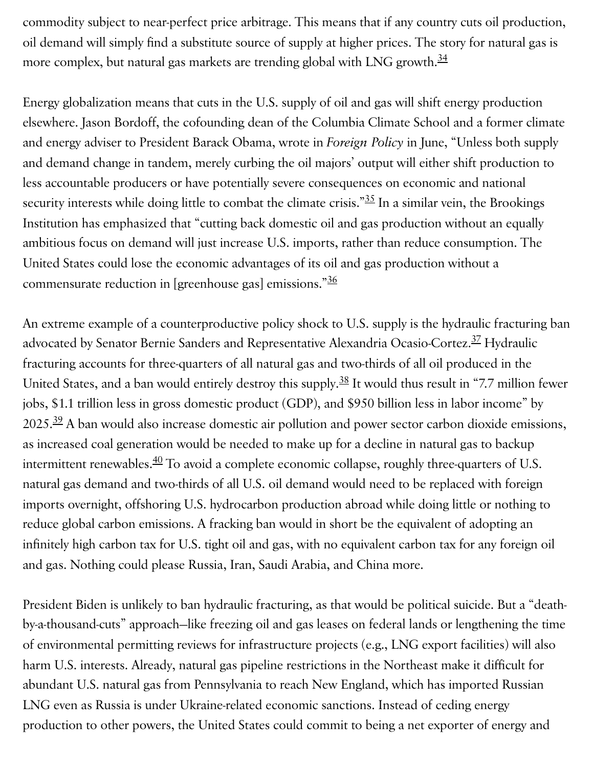commodity subject to near-perfect price arbitrage. This means that if any country cuts oil production, oil demand will simply find a substitute source of supply at higher prices. The story for natural gas is more complex, but natural gas markets are trending global with LNG growth.[34]

Energy globalization means that cuts in the U.S. supply of oil and gas will shift energy production elsewhere. Jason Bordoff, the cofounding dean of the Columbia Climate School and a former climate and energy adviser to President Barack Obama, wrote in *Foreign Policy* in June, "Unless both supply and demand change in tandem, merely curbing the oil majors' output will either shift production to less accountable producers or have potentially severe consequences on economic and national security interests while doing little to combat the climate crisis."[35] In a similar vein, the Brookings Institution has emphasized that "cutting back domestic oil and gas production without an equally ambitious focus on demand will just increase U.S. imports, rather than reduce consumption. The United States could lose the economic advantages of its oil and gas production without a commensurate reduction in [greenhouse gas] emissions."[36]

An extreme example of a counterproductive policy shock to U.S. supply is the hydraulic fracturing ban advocated by Senator Bernie Sanders and Representative Alexandria Ocasio-Cortez.[37] Hydraulic fracturing accounts for three-quarters of all natural gas and two-thirds of all oil produced in the United States, and a ban would entirely destroy this supply.[38] It would thus result in "7.7 million fewer jobs, $1.1 trillion less in gross domestic product (GDP), and $950 billion less in labor income" by 2025.[39] A ban would also increase domestic air pollution and power sector carbon dioxide emissions, as increased coal generation would be needed to make up for a decline in natural gas to backup intermittent renewables.[40] To avoid a complete economic collapse, roughly three-quarters of U.S. natural gas demand and two-thirds of all U.S. oil demand would need to be replaced with foreign imports overnight, offshoring U.S. hydrocarbon production abroad while doing little or nothing to reduce global carbon emissions. A fracking ban would in short be the equivalent of adopting an infinitely high carbon tax for U.S. tight oil and gas, with no equivalent carbon tax for any foreign oil and gas. Nothing could please Russia, Iran, Saudi Arabia, and China more.

President Biden is unlikely to ban hydraulic fracturing, as that would be political suicide. But a "death-by-a-thousand-cuts" approach—like freezing oil and gas leases on federal lands or lengthening the time of environmental permitting reviews for infrastructure projects (e.g., LNG export facilities) will also harm U.S. interests. Already, natural gas pipeline restrictions in the Northeast make it difficult for abundant U.S. natural gas from Pennsylvania to reach New England, which has imported Russian LNG even as Russia is under Ukraine-related economic sanctions. Instead of ceding energy production to other powers, the United States could commit to being a net exporter of energy and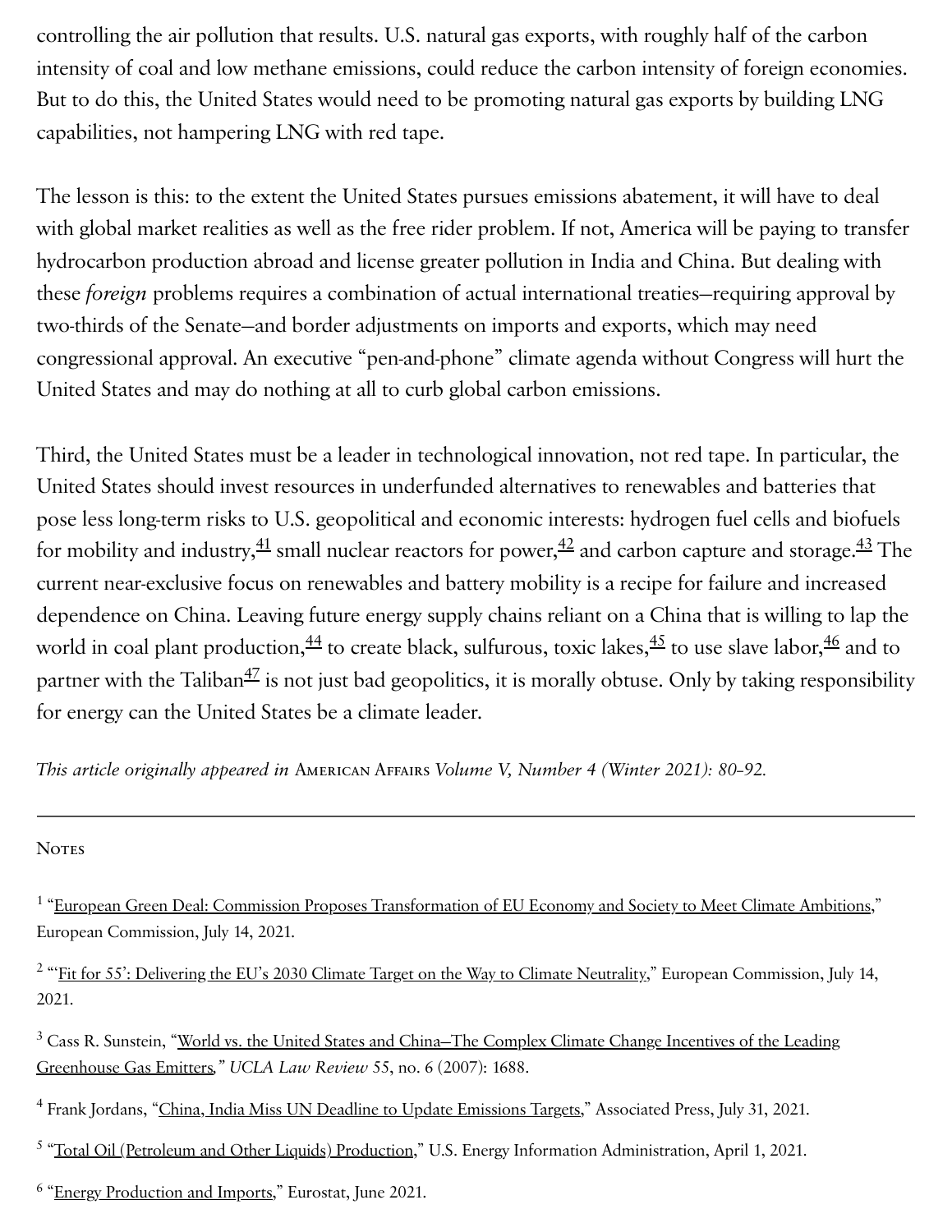controlling the air pollution that results. U.S. natural gas exports, with roughly half of the carbon intensity of coal and low methane emissions, could reduce the carbon intensity of foreign economies. But to do this, the United States would need to be promoting natural gas exports by building LNG capabilities, not hampering LNG with red tape.

The lesson is this: to the extent the United States pursues emissions abatement, it will have to deal with global market realities as well as the free rider problem. If not, America will be paying to transfer hydrocarbon production abroad and license greater pollution in India and China. But dealing with these *foreign* problems requires a combination of actual international treaties—requiring approval by two-thirds of the Senate—and border adjustments on imports and exports, which may need congressional approval. An executive "pen-and-phone" climate agenda without Congress will hurt the United States and may do nothing at all to curb global carbon emissions.

Third, the United States must be a leader in technological innovation, not red tape. In particular, the United States should invest resources in underfunded alternatives to renewables and batteries that pose less long-term risks to U.S. geopolitical and economic interests: hydrogen fuel cells and biofuels for mobility and industry,[41] small nuclear reactors for power,[42] and carbon capture and storage.[43] The current near-exclusive focus on renewables and battery mobility is a recipe for failure and increased dependence on China. Leaving future energy supply chains reliant on a China that is willing to lap the world in coal plant production,[44] to create black, sulfurous, toxic lakes,[45] to use slave labor,[46] and to partner with the Taliban[47] is not just bad geopolitics, it is morally obtuse. Only by taking responsibility for energy can the United States be a climate leader.

*This article originally appeared in* American Affairs *Volume V, Number 4 (Winter 2021): 80–92.*

---

Notes

[1] "European Green Deal: Commission Proposes Transformation of EU Economy and Society to Meet Climate Ambitions," European Commission, July 14, 2021.

[2] "'Fit for 55': Delivering the EU's 2030 Climate Target on the Way to Climate Neutrality," European Commission, July 14, 2021.

[3] Cass R. Sunstein, "World vs. the United States and China—The Complex Climate Change Incentives of the Leading Greenhouse Gas Emitters," *UCLA Law Review* 55, no. 6 (2007): 1688.

[4] Frank Jordans, "China, India Miss UN Deadline to Update Emissions Targets," Associated Press, July 31, 2021.

[5] "Total Oil (Petroleum and Other Liquids) Production," U.S. Energy Information Administration, April 1, 2021.

[6] "Energy Production and Imports," Eurostat, June 2021.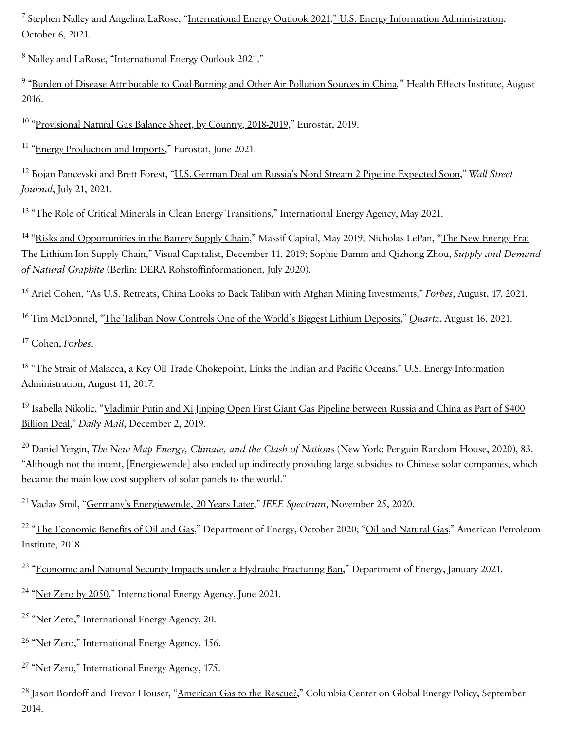[7] Stephen Nalley and Angelina LaRose, "International Energy Outlook 2021," U.S. Energy Information Administration, October 6, 2021.

[8] Nalley and LaRose, "International Energy Outlook 2021."

[9] "Burden of Disease Attributable to Coal-Burning and Other Air Pollution Sources in China," Health Effects Institute, August 2016.

[10] "Provisional Natural Gas Balance Sheet, by Country, 2018-2019," Eurostat, 2019.

[11] "Energy Production and Imports," Eurostat, June 2021.

[12] Bojan Pancevski and Brett Forest, "U.S.-German Deal on Russia's Nord Stream 2 Pipeline Expected Soon," *Wall Street Journal*, July 21, 2021.

[13] "The Role of Critical Minerals in Clean Energy Transitions," International Energy Agency, May 2021.

[14] "Risks and Opportunities in the Battery Supply Chain," Massif Capital, May 2019; Nicholas LePan, "The New Energy Era: The Lithium-Ion Supply Chain," Visual Capitalist, December 11, 2019; Sophie Damm and Qizhong Zhou, *Supply and Demand of Natural Graphite* (Berlin: DERA Rohstoffinformationen, July 2020).

[15] Ariel Cohen, "As U.S. Retreats, China Looks to Back Taliban with Afghan Mining Investments," *Forbes*, August, 17, 2021.

[16] Tim McDonnel, "The Taliban Now Controls One of the World's Biggest Lithium Deposits," *Quartz*, August 16, 2021.

[17] Cohen, *Forbes*.

[18] "The Strait of Malacca, a Key Oil Trade Chokepoint, Links the Indian and Pacific Oceans," U.S. Energy Information Administration, August 11, 2017.

[19] Isabella Nikolic, "Vladimir Putin and Xi Jinping Open First Giant Gas Pipeline between Russia and China as Part of $400 Billion Deal," *Daily Mail*, December 2, 2019.

[20] Daniel Yergin, *The New Map Energy, Climate, and the Clash of Nations* (New York: Penguin Random House, 2020), 83. "Although not the intent, [Energiewende] also ended up indirectly providing large subsidies to Chinese solar companies, which became the main low-cost suppliers of solar panels to the world."

[21] Vaclav Smil, "Germany's Energiewende, 20 Years Later," *IEEE Spectrum*, November 25, 2020.

[22] "The Economic Benefits of Oil and Gas," Department of Energy, October 2020; "Oil and Natural Gas," American Petroleum Institute, 2018.

[23] "Economic and National Security Impacts under a Hydraulic Fracturing Ban," Department of Energy, January 2021.

[24] "Net Zero by 2050," International Energy Agency, June 2021.

[25] "Net Zero," International Energy Agency, 20.

[26] "Net Zero," International Energy Agency, 156.

[27] "Net Zero," International Energy Agency, 175.

[28] Jason Bordoff and Trevor Houser, "American Gas to the Rescue?," Columbia Center on Global Energy Policy, September 2014.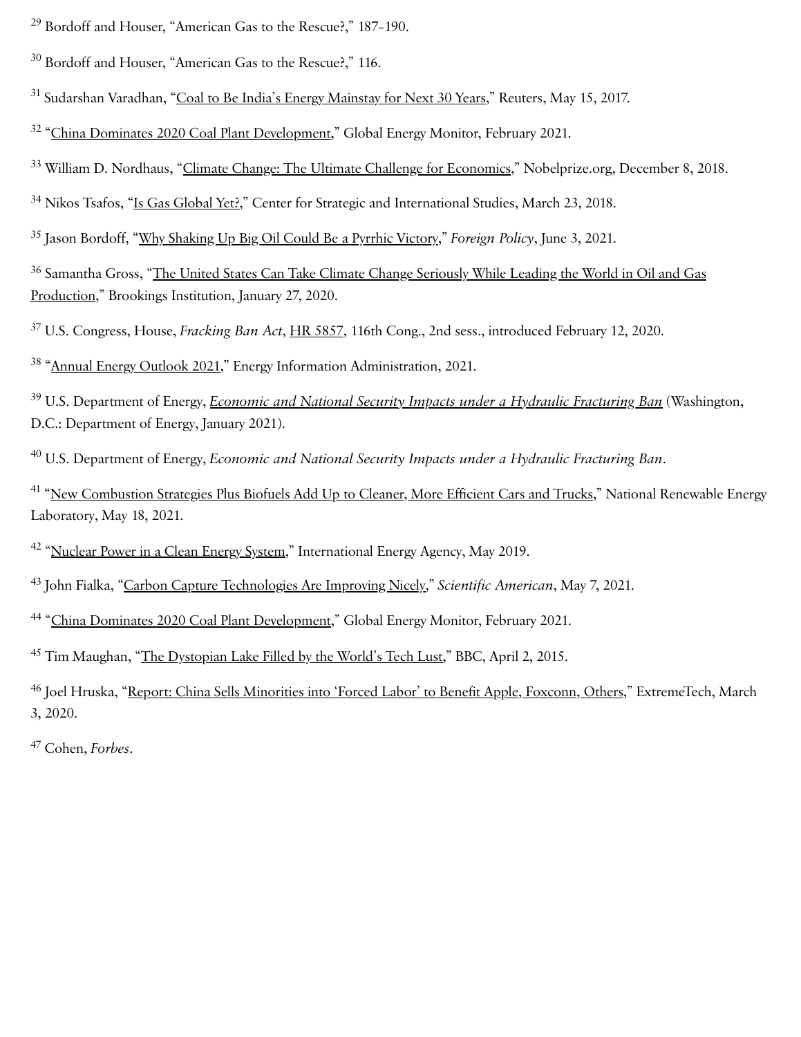[29] Bordoff and Houser, "American Gas to the Rescue?," 187–190.

[30] Bordoff and Houser, "American Gas to the Rescue?," 116.

[31] Sudarshan Varadhan, "Coal to Be India's Energy Mainstay for Next 30 Years," Reuters, May 15, 2017.

[32] "China Dominates 2020 Coal Plant Development," Global Energy Monitor, February 2021.

[33] William D. Nordhaus, "Climate Change: The Ultimate Challenge for Economics," Nobelprize.org, December 8, 2018.

[34] Nikos Tsafos, "Is Gas Global Yet?," Center for Strategic and International Studies, March 23, 2018.

[35] Jason Bordoff, "Why Shaking Up Big Oil Could Be a Pyrrhic Victory," *Foreign Policy*, June 3, 2021.

[36] Samantha Gross, "The United States Can Take Climate Change Seriously While Leading the World in Oil and Gas Production," Brookings Institution, January 27, 2020.

[37] U.S. Congress, House, *Fracking Ban Act*, HR 5857, 116th Cong., 2nd sess., introduced February 12, 2020.

[38] "Annual Energy Outlook 2021," Energy Information Administration, 2021.

[39] U.S. Department of Energy, *Economic and National Security Impacts under a Hydraulic Fracturing Ban* (Washington, D.C.: Department of Energy, January 2021).

[40] U.S. Department of Energy, *Economic and National Security Impacts under a Hydraulic Fracturing Ban*.

[41] "New Combustion Strategies Plus Biofuels Add Up to Cleaner, More Efficient Cars and Trucks," National Renewable Energy Laboratory, May 18, 2021.

[42] "Nuclear Power in a Clean Energy System," International Energy Agency, May 2019.

[43] John Fialka, "Carbon Capture Technologies Are Improving Nicely," *Scientific American*, May 7, 2021.

[44] "China Dominates 2020 Coal Plant Development," Global Energy Monitor, February 2021.

[45] Tim Maughan, "The Dystopian Lake Filled by the World's Tech Lust," BBC, April 2, 2015.

[46] Joel Hruska, "Report: China Sells Minorities into 'Forced Labor' to Benefit Apple, Foxconn, Others," ExtremeTech, March 3, 2020.

[47] Cohen, *Forbes*.